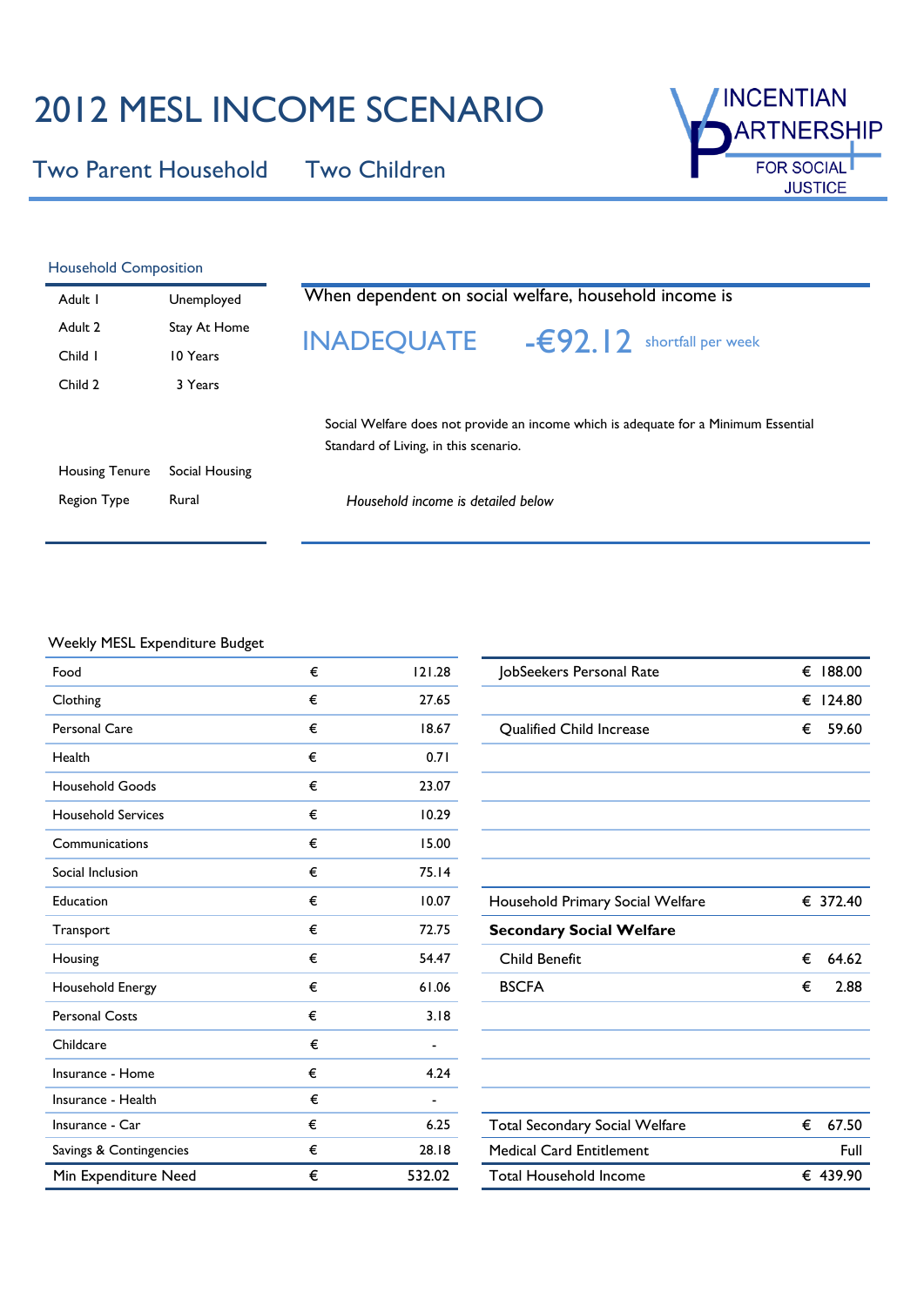# 2012 MESL INCOME SCENARIO

## Two Parent Household Two Children

VINCENTIAN PARTNERSHIP FOR SOCIAL JUSTICE

### Household Composition

| | |
|---|---|
| Adult 1 | Unemployed |
| Adult 2 | Stay At Home |
| Child 1 | 10 Years |
| Child 2 | 3 Years |
| Housing Tenure | Social Housing |
| Region Type | Rural |

When dependent on social welfare, household income is

**INADEQUATE** **-€92.12** shortfall per week

Social Welfare does not provide an income which is adequate for a Minimum Essential Standard of Living, in this scenario.

*Household income is detailed below*

### Weekly MESL Expenditure Budget

| | | |
|---|---|---|
| Food | € | 121.28 |
| Clothing | € | 27.65 |
| Personal Care | € | 18.67 |
| Health | € | 0.71 |
| Household Goods | € | 23.07 |
| Household Services | € | 10.29 |
| Communications | € | 15.00 |
| Social Inclusion | € | 75.14 |
| Education | € | 10.07 |
| Transport | € | 72.75 |
| Housing | € | 54.47 |
| Household Energy | € | 61.06 |
| Personal Costs | € | 3.18 |
| Childcare | € | - |
| Insurance - Home | € | 4.24 |
| Insurance - Health | € | - |
| Insurance - Car | € | 6.25 |
| Savings & Contingencies | € | 28.18 |
| Min Expenditure Need | € | 532.02 |

| | |
|---|---|
| JobSeekers Personal Rate | € 188.00 |
| | € 124.80 |
| Qualified Child Increase | € 59.60 |
| Household Primary Social Welfare | € 372.40 |
| **Secondary Social Welfare** | |
| Child Benefit | € 64.62 |
| BSCFA | € 2.88 |
| Total Secondary Social Welfare | € 67.50 |
| Medical Card Entitlement | Full |
| Total Household Income | € 439.90 |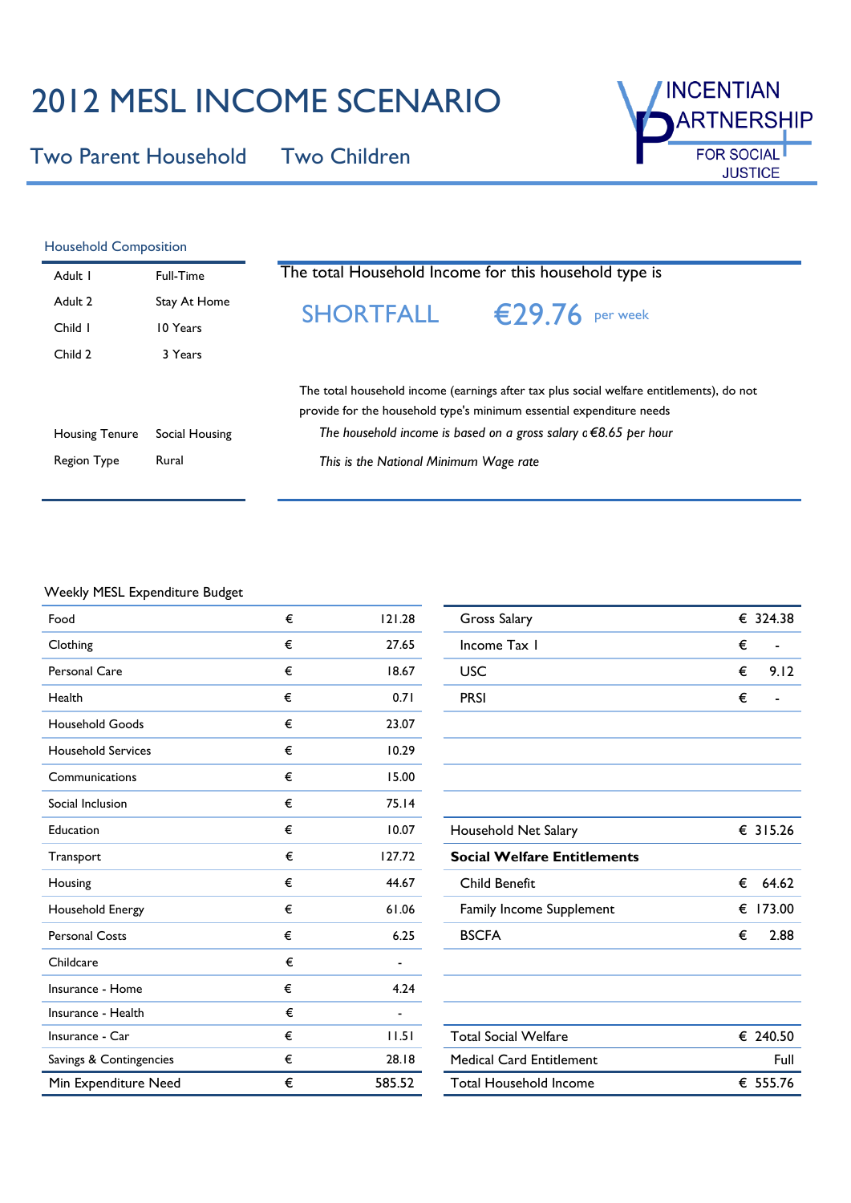# 2012 MESL INCOME SCENARIO

## Two Parent Household Two Children

VINCENTIAN PARTNERSHIP FOR SOCIAL JUSTICE

### Household Composition

| | |
|---|---|
| Adult 1 | Full-Time |
| Adult 2 | Stay At Home |
| Child 1 | 10 Years |
| Child 2 | 3 Years |
| Housing Tenure | Social Housing |
| Region Type | Rural |

The total Household Income for this household type is

**SHORTFALL €29.76** per week

The total household income (earnings after tax plus social welfare entitlements), do not provide for the household type's minimum essential expenditure needs

*The household income is based on a gross salary o €8.65 per hour*

*This is the National Minimum Wage rate*

### Weekly MESL Expenditure Budget

| | | |
|---|---|---|
| Food | € | 121.28 |
| Clothing | € | 27.65 |
| Personal Care | € | 18.67 |
| Health | € | 0.71 |
| Household Goods | € | 23.07 |
| Household Services | € | 10.29 |
| Communications | € | 15.00 |
| Social Inclusion | € | 75.14 |
| Education | € | 10.07 |
| Transport | € | 127.72 |
| Housing | € | 44.67 |
| Household Energy | € | 61.06 |
| Personal Costs | € | 6.25 |
| Childcare | € | - |
| Insurance - Home | € | 4.24 |
| Insurance - Health | € | - |
| Insurance - Car | € | 11.51 |
| Savings & Contingencies | € | 28.18 |
| Min Expenditure Need | € | 585.52 |

| | |
|---|---|
| Gross Salary | € 324.38 |
| Income Tax 1 | € - |
| USC | € 9.12 |
| PRSI | € - |
| Household Net Salary | € 315.26 |
| **Social Welfare Entitlements** | |
| Child Benefit | € 64.62 |
| Family Income Supplement | € 173.00 |
| BSCFA | € 2.88 |
| Total Social Welfare | € 240.50 |
| Medical Card Entitlement | Full |
| Total Household Income | € 555.76 |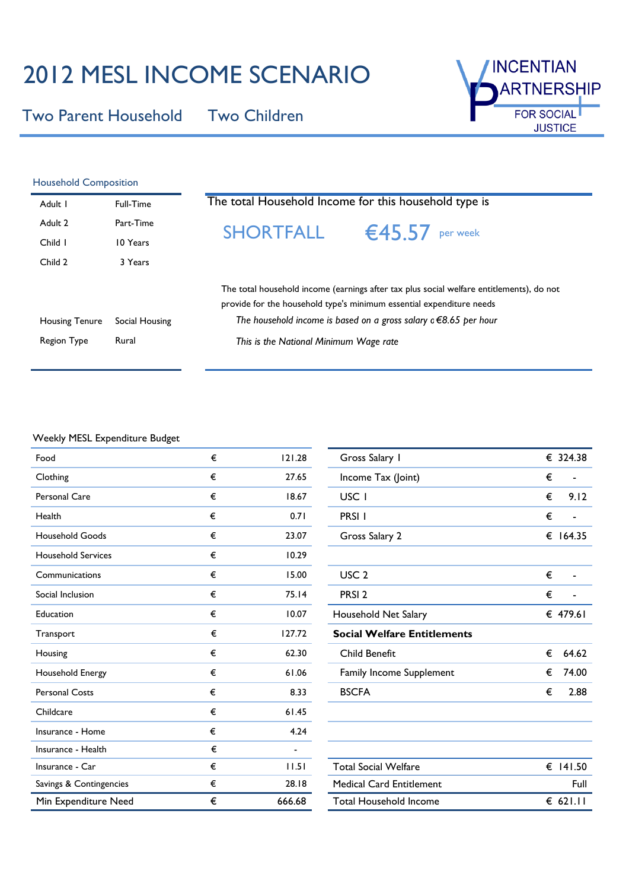# 2012 MESL INCOME SCENARIO

## Two Parent Household Two Children

VINCENTIAN PARTNERSHIP FOR SOCIAL JUSTICE

### Household Composition

| | |
|---|---|
| Adult 1 | Full-Time |
| Adult 2 | Part-Time |
| Child 1 | 10 Years |
| Child 2 | 3 Years |
| Housing Tenure | Social Housing |
| Region Type | Rural |

The total Household Income for this household type is

**SHORTFALL €45.57** per week

The total household income (earnings after tax plus social welfare entitlements), do not provide for the household type's minimum essential expenditure needs

*The household income is based on a gross salary c €8.65 per hour*

*This is the National Minimum Wage rate*

### Weekly MESL Expenditure Budget

| | | |
|---|---|---|
| Food | € | 121.28 |
| Clothing | € | 27.65 |
| Personal Care | € | 18.67 |
| Health | € | 0.71 |
| Household Goods | € | 23.07 |
| Household Services | € | 10.29 |
| Communications | € | 15.00 |
| Social Inclusion | € | 75.14 |
| Education | € | 10.07 |
| Transport | € | 127.72 |
| Housing | € | 62.30 |
| Household Energy | € | 61.06 |
| Personal Costs | € | 8.33 |
| Childcare | € | 61.45 |
| Insurance - Home | € | 4.24 |
| Insurance - Health | € | - |
| Insurance - Car | € | 11.51 |
| Savings & Contingencies | € | 28.18 |
| Min Expenditure Need | € | 666.68 |

| | | |
|---|---|---|
| Gross Salary 1 | € | 324.38 |
| Income Tax (Joint) | € | - |
| USC 1 | € | 9.12 |
| PRSI 1 | € | - |
| Gross Salary 2 | € | 164.35 |
| | | |
| USC 2 | € | - |
| PRSI 2 | € | - |
| Household Net Salary | € | 479.61 |
| **Social Welfare Entitlements** | | |
| Child Benefit | € | 64.62 |
| Family Income Supplement | € | 74.00 |
| BSCFA | € | 2.88 |
| | | |
| | | |
| Total Social Welfare | € | 141.50 |
| Medical Card Entitlement | | Full |
| Total Household Income | € | 621.11 |